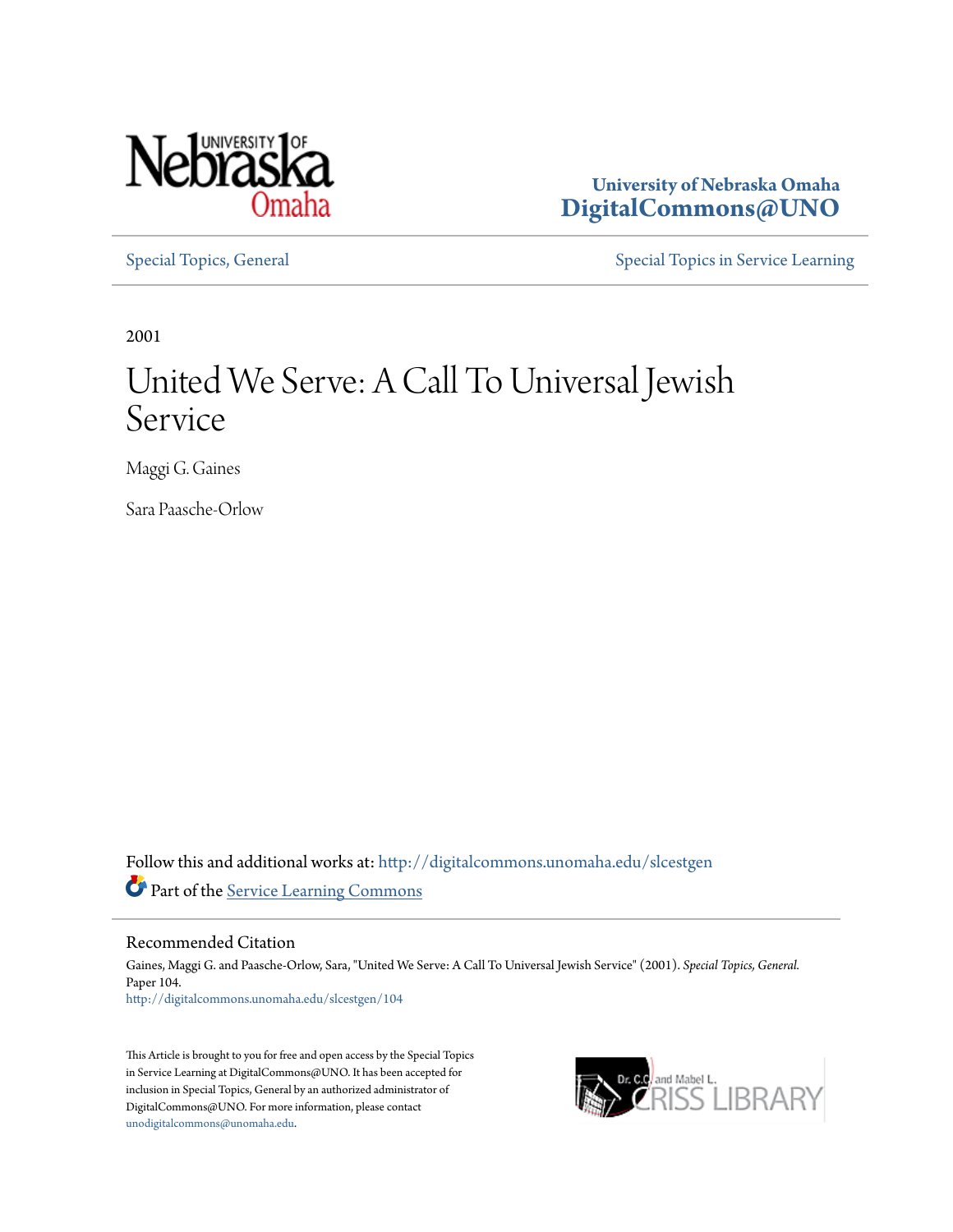University of Nebraska Omaha
**DigitalCommons@UNO**

Special Topics, General

Special Topics in Service Learning

2001

# United We Serve: A Call To Universal Jewish Service

Maggi G. Gaines

Sara Paasche-Orlow

Follow this and additional works at: http://digitalcommons.unomaha.edu/slcestgen

Part of the Service Learning Commons

## Recommended Citation

Gaines, Maggi G. and Paasche-Orlow, Sara, "United We Serve: A Call To Universal Jewish Service" (2001). *Special Topics, General.* Paper 104.
http://digitalcommons.unomaha.edu/slcestgen/104

This Article is brought to you for free and open access by the Special Topics in Service Learning at DigitalCommons@UNO. It has been accepted for inclusion in Special Topics, General by an authorized administrator of DigitalCommons@UNO. For more information, please contact unodigitalcommons@unomaha.edu.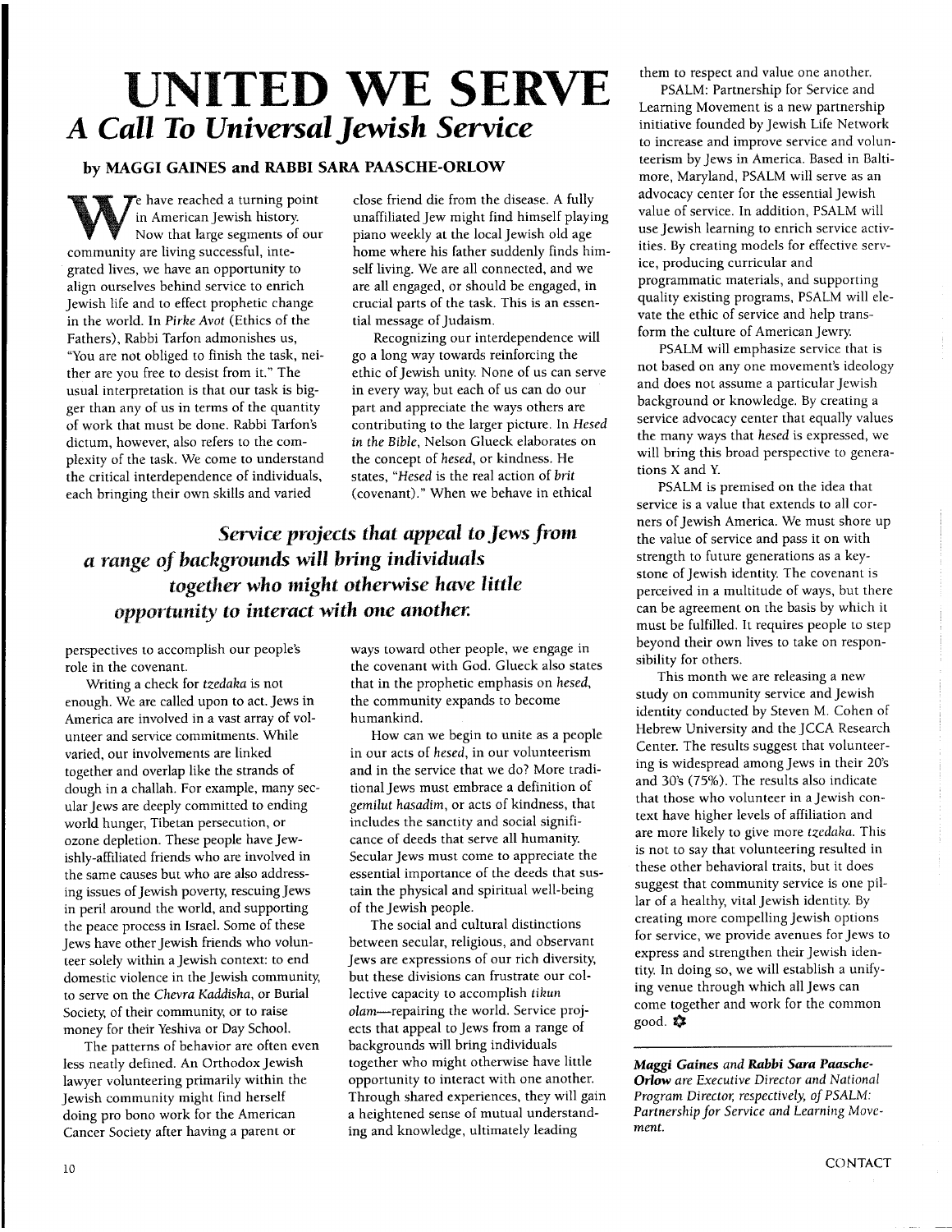# UNITED WE SERVE

## *A Call To Universal Jewish Service*

**by MAGGI GAINES and RABBI SARA PAASCHE-ORLOW**

We have reached a turning point in American Jewish history. Now that large segments of our community are living successful, integrated lives, we have an opportunity to align ourselves behind service to enrich Jewish life and to effect prophetic change in the world. In *Pirke Avot* (Ethics of the Fathers), Rabbi Tarfon admonishes us, "You are not obliged to finish the task, neither are you free to desist from it." The usual interpretation is that our task is bigger than any of us in terms of the quantity of work that must be done. Rabbi Tarfon's dictum, however, also refers to the complexity of the task. We come to understand the critical interdependence of individuals, each bringing their own skills and varied perspectives to accomplish our people's role in the covenant.

Writing a check for *tzedaka* is not enough. We are called upon to act. Jews in America are involved in a vast array of volunteer and service commitments. While varied, our involvements are linked together and overlap like the strands of dough in a challah. For example, many secular Jews are deeply committed to ending world hunger, Tibetan persecution, or ozone depletion. These people have Jewishly-affiliated friends who are involved in the same causes but who are also addressing issues of Jewish poverty, rescuing Jews in peril around the world, and supporting the peace process in Israel. Some of these Jews have other Jewish friends who volunteer solely within a Jewish context: to end domestic violence in the Jewish community, to serve on the *Chevra Kaddisha*, or Burial Society, of their community, or to raise money for their Yeshiva or Day School.

The patterns of behavior are often even less neatly defined. An Orthodox Jewish lawyer volunteering primarily within the Jewish community might find herself doing pro bono work for the American Cancer Society after having a parent or close friend die from the disease. A fully unaffiliated Jew might find himself playing piano weekly at the local Jewish old age home where his father suddenly finds himself living. We are all connected, and we are all engaged, or should be engaged, in crucial parts of the task. This is an essential message of Judaism.

Recognizing our interdependence will go a long way towards reinforcing the ethic of Jewish unity. None of us can serve in every way, but each of us can do our part and appreciate the ways others are contributing to the larger picture. In *Hesed in the Bible*, Nelson Glueck elaborates on the concept of *hesed*, or kindness. He states, "*Hesed* is the real action of *brit* (covenant)." When we behave in ethical ways toward other people, we engage in the covenant with God. Glueck also states that in the prophetic emphasis on *hesed*, the community expands to become humankind.

> ***Service projects that appeal to Jews from a range of backgrounds will bring individuals together who might otherwise have little opportunity to interact with one another.***

How can we begin to unite as a people in our acts of *hesed*, in our volunteerism and in the service that we do? More traditional Jews must embrace a definition of *gemilut hasadim*, or acts of kindness, that includes the sanctity and social significance of deeds that serve all humanity. Secular Jews must come to appreciate the essential importance of the deeds that sustain the physical and spiritual well-being of the Jewish people.

The social and cultural distinctions between secular, religious, and observant Jews are expressions of our rich diversity, but these divisions can frustrate our collective capacity to accomplish *tikun olam*—repairing the world. Service projects that appeal to Jews from a range of backgrounds will bring individuals together who might otherwise have little opportunity to interact with one another. Through shared experiences, they will gain a heightened sense of mutual understanding and knowledge, ultimately leading them to respect and value one another.

PSALM: Partnership for Service and Learning Movement is a new partnership initiative founded by Jewish Life Network to increase and improve service and volunteerism by Jews in America. Based in Baltimore, Maryland, PSALM will serve as an advocacy center for the essential Jewish value of service. In addition, PSALM will use Jewish learning to enrich service activities. By creating models for effective service, producing curricular and programmatic materials, and supporting quality existing programs, PSALM will elevate the ethic of service and help transform the culture of American Jewry.

PSALM will emphasize service that is not based on any one movement's ideology and does not assume a particular Jewish background or knowledge. By creating a service advocacy center that equally values the many ways that *hesed* is expressed, we will bring this broad perspective to generations X and Y.

PSALM is premised on the idea that service is a value that extends to all corners of Jewish America. We must shore up the value of service and pass it on with strength to future generations as a keystone of Jewish identity. The covenant is perceived in a multitude of ways, but there can be agreement on the basis by which it must be fulfilled. It requires people to step beyond their own lives to take on responsibility for others.

This month we are releasing a new study on community service and Jewish identity conducted by Steven M. Cohen of Hebrew University and the JCCA Research Center. The results suggest that volunteering is widespread among Jews in their 20's and 30's (75%). The results also indicate that those who volunteer in a Jewish context have higher levels of affiliation and are more likely to give more *tzedaka*. This is not to say that volunteering resulted in these other behavioral traits, but it does suggest that community service is one pillar of a healthy, vital Jewish identity. By creating more compelling Jewish options for service, we provide avenues for Jews to express and strengthen their Jewish identity. In doing so, we will establish a unifying venue through which all Jews can come together and work for the common good. ✡

---

***Maggi Gaines** and **Rabbi Sara Paasche-Orlow** are Executive Director and National Program Director, respectively, of PSALM: Partnership for Service and Learning Movement.*